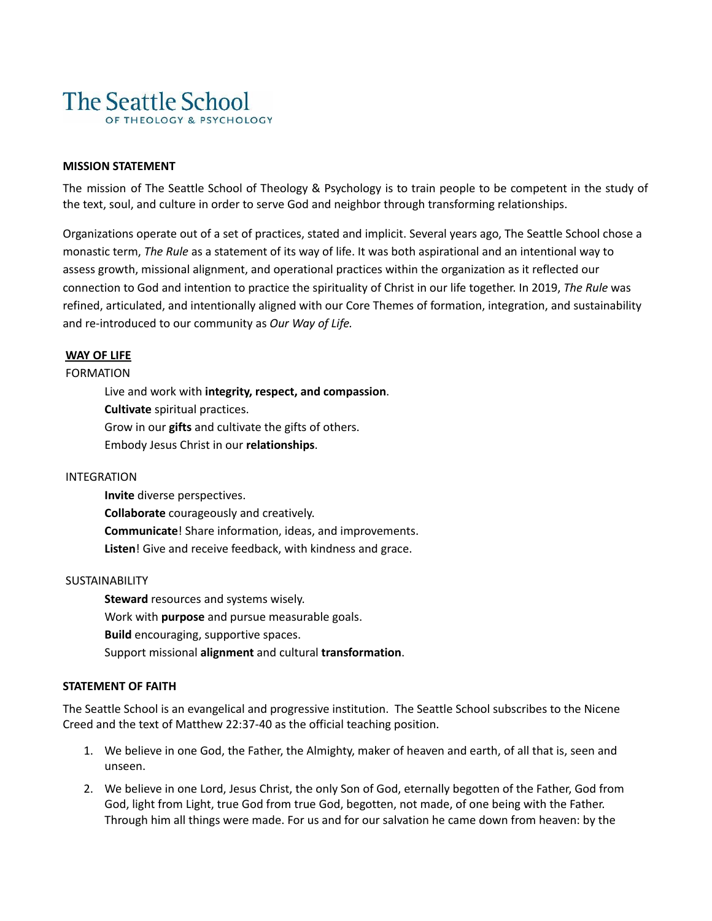# The Seattle School

OF THEOLOGY & PSYCHOLOGY

**MISSION STATEMENT**

The mission of The Seattle School of Theology & Psychology is to train people to be competent in the study of the text, soul, and culture in order to serve God and neighbor through transforming relationships.

Organizations operate out of a set of practices, stated and implicit. Several years ago, The Seattle School chose a monastic term, *The Rule* as a statement of its way of life. It was both aspirational and an intentional way to assess growth, missional alignment, and operational practices within the organization as it reflected our connection to God and intention to practice the spirituality of Christ in our life together. In 2019, *The Rule* was refined, articulated, and intentionally aligned with our Core Themes of formation, integration, and sustainability and re-introduced to our community as *Our Way of Life.*

**WAY OF LIFE**

FORMATION

Live and work with **integrity, respect, and compassion**.
**Cultivate** spiritual practices.
Grow in our **gifts** and cultivate the gifts of others.
Embody Jesus Christ in our **relationships**.

INTEGRATION

**Invite** diverse perspectives.
**Collaborate** courageously and creatively.
**Communicate**! Share information, ideas, and improvements.
**Listen**! Give and receive feedback, with kindness and grace.

SUSTAINABILITY

**Steward** resources and systems wisely.
Work with **purpose** and pursue measurable goals.
**Build** encouraging, supportive spaces.
Support missional **alignment** and cultural **transformation**.

**STATEMENT OF FAITH**

The Seattle School is an evangelical and progressive institution. The Seattle School subscribes to the Nicene Creed and the text of Matthew 22:37-40 as the official teaching position.

1. We believe in one God, the Father, the Almighty, maker of heaven and earth, of all that is, seen and unseen.
2. We believe in one Lord, Jesus Christ, the only Son of God, eternally begotten of the Father, God from God, light from Light, true God from true God, begotten, not made, of one being with the Father. Through him all things were made. For us and for our salvation he came down from heaven: by the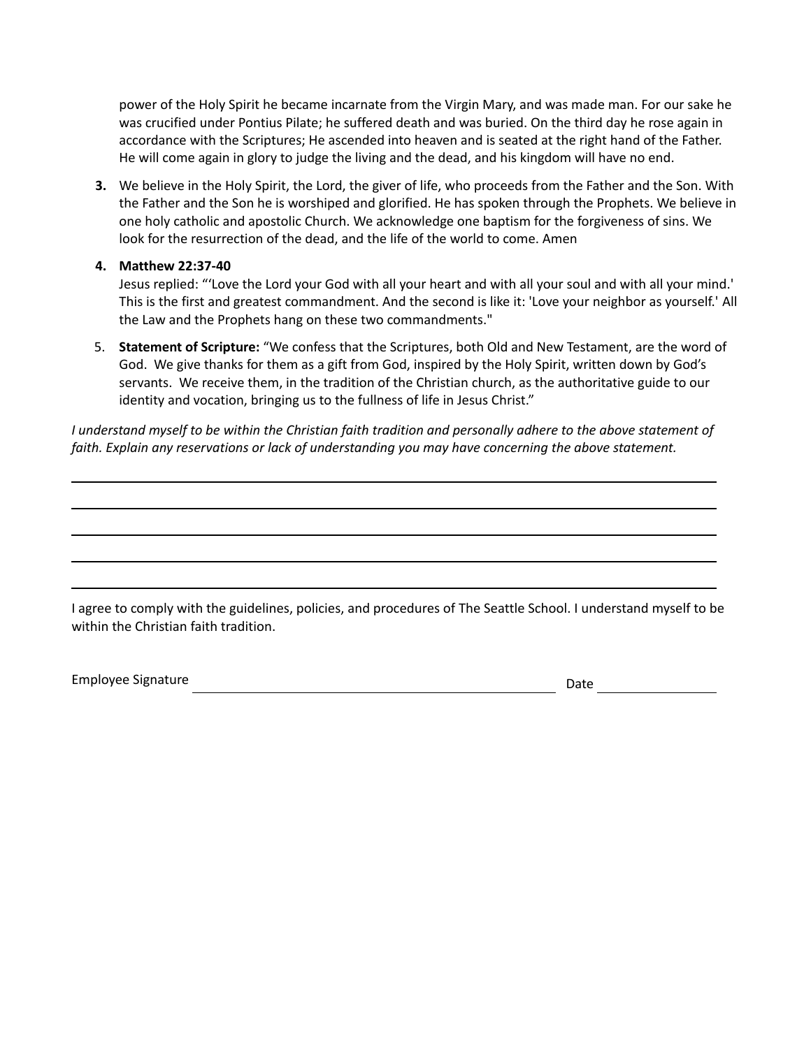power of the Holy Spirit he became incarnate from the Virgin Mary, and was made man. For our sake he was crucified under Pontius Pilate; he suffered death and was buried. On the third day he rose again in accordance with the Scriptures; He ascended into heaven and is seated at the right hand of the Father. He will come again in glory to judge the living and the dead, and his kingdom will have no end.

3. We believe in the Holy Spirit, the Lord, the giver of life, who proceeds from the Father and the Son. With the Father and the Son he is worshiped and glorified. He has spoken through the Prophets. We believe in one holy catholic and apostolic Church. We acknowledge one baptism for the forgiveness of sins. We look for the resurrection of the dead, and the life of the world to come. Amen

4. **Matthew 22:37-40**
   Jesus replied: "'Love the Lord your God with all your heart and with all your soul and with all your mind.' This is the first and greatest commandment. And the second is like it: 'Love your neighbor as yourself.' All the Law and the Prophets hang on these two commandments."

5. **Statement of Scripture:** "We confess that the Scriptures, both Old and New Testament, are the word of God. We give thanks for them as a gift from God, inspired by the Holy Spirit, written down by God's servants. We receive them, in the tradition of the Christian church, as the authoritative guide to our identity and vocation, bringing us to the fullness of life in Jesus Christ."

*I understand myself to be within the Christian faith tradition and personally adhere to the above statement of faith. Explain any reservations or lack of understanding you may have concerning the above statement.*

\_\_\_\_\_\_\_\_\_\_\_\_\_\_\_\_\_\_\_\_\_\_\_\_\_\_\_\_\_\_\_\_\_\_\_\_\_\_\_\_\_\_\_\_\_\_\_\_\_\_\_\_\_\_\_\_\_\_\_\_\_\_\_\_\_\_\_\_\_\_\_\_\_\_\_\_\_\_

\_\_\_\_\_\_\_\_\_\_\_\_\_\_\_\_\_\_\_\_\_\_\_\_\_\_\_\_\_\_\_\_\_\_\_\_\_\_\_\_\_\_\_\_\_\_\_\_\_\_\_\_\_\_\_\_\_\_\_\_\_\_\_\_\_\_\_\_\_\_\_\_\_\_\_\_\_\_

\_\_\_\_\_\_\_\_\_\_\_\_\_\_\_\_\_\_\_\_\_\_\_\_\_\_\_\_\_\_\_\_\_\_\_\_\_\_\_\_\_\_\_\_\_\_\_\_\_\_\_\_\_\_\_\_\_\_\_\_\_\_\_\_\_\_\_\_\_\_\_\_\_\_\_\_\_\_

\_\_\_\_\_\_\_\_\_\_\_\_\_\_\_\_\_\_\_\_\_\_\_\_\_\_\_\_\_\_\_\_\_\_\_\_\_\_\_\_\_\_\_\_\_\_\_\_\_\_\_\_\_\_\_\_\_\_\_\_\_\_\_\_\_\_\_\_\_\_\_\_\_\_\_\_\_\_

\_\_\_\_\_\_\_\_\_\_\_\_\_\_\_\_\_\_\_\_\_\_\_\_\_\_\_\_\_\_\_\_\_\_\_\_\_\_\_\_\_\_\_\_\_\_\_\_\_\_\_\_\_\_\_\_\_\_\_\_\_\_\_\_\_\_\_\_\_\_\_\_\_\_\_\_\_\_

I agree to comply with the guidelines, policies, and procedures of The Seattle School. I understand myself to be within the Christian faith tradition.

Employee Signature \_\_\_\_\_\_\_\_\_\_\_\_\_\_\_\_\_\_\_\_\_\_\_\_\_\_\_\_\_\_\_\_\_\_\_\_\_\_\_\_\_\_\_\_ Date \_\_\_\_\_\_\_\_\_\_\_\_\_\_\_